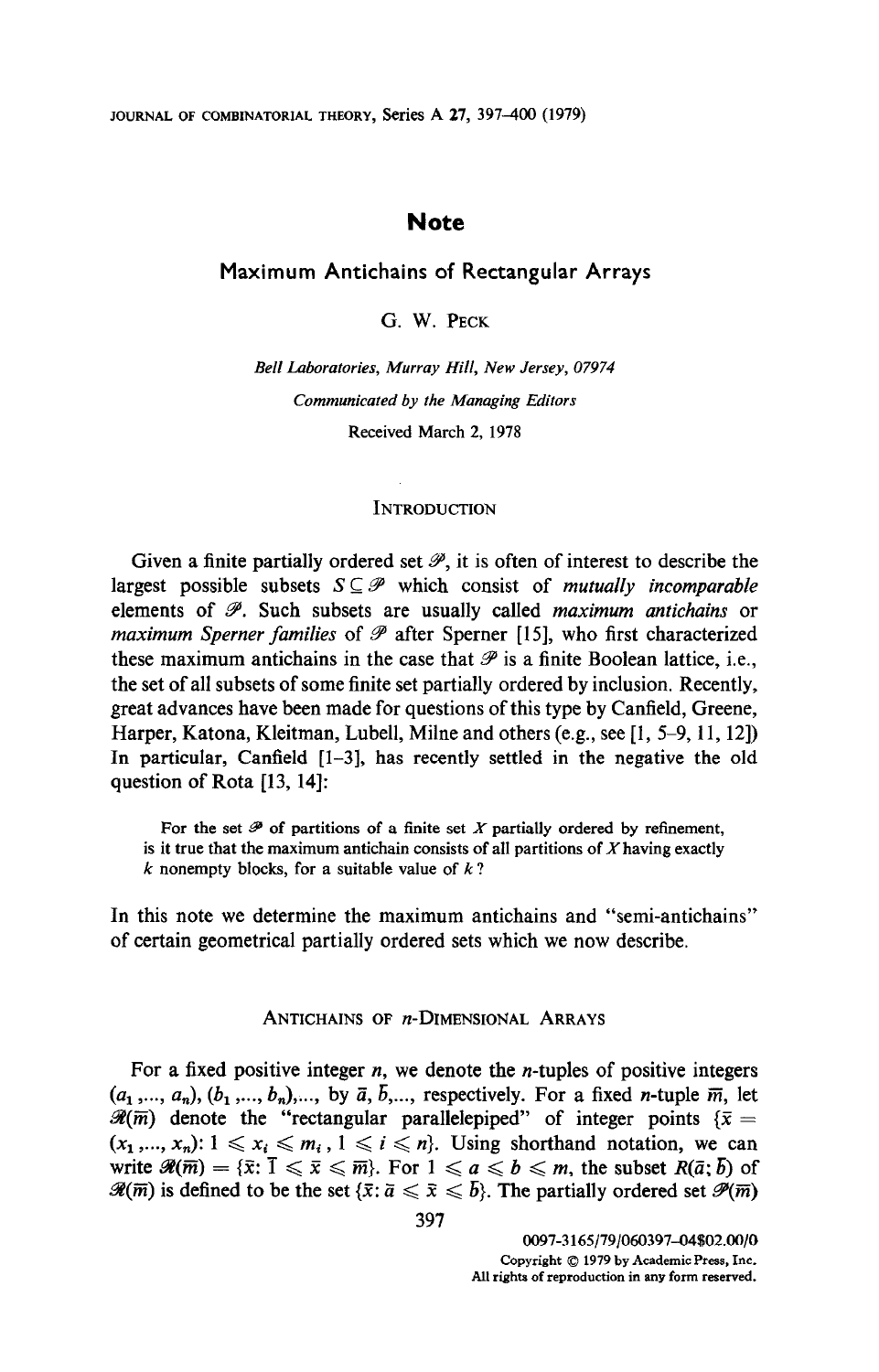# Note

## Maximum Antichains of Rectangular Arrays

G. W. Peck

*Bell Laboratories, Murray Hill, New Jersey, 07974*

*Communicated by the Managing Editors*

Received March 2, 1978

### Introduction

Given a finite partially ordered set $\mathscr{P}$, it is often of interest to describe the largest possible subsets $S \subseteq \mathscr{P}$ which consist of *mutually incomparable* elements of $\mathscr{P}$. Such subsets are usually called *maximum antichains* or *maximum Sperner families* of $\mathscr{P}$ after Sperner [15], who first characterized these maximum antichains in the case that $\mathscr{P}$ is a finite Boolean lattice, i.e., the set of all subsets of some finite set partially ordered by inclusion. Recently, great advances have been made for questions of this type by Canfield, Greene, Harper, Katona, Kleitman, Lubell, Milne and others (e.g., see [1, 5–9, 11, 12]) In particular, Canfield [1–3], has recently settled in the negative the old question of Rota [13, 14]:

> For the set $\mathscr{P}$ of partitions of a finite set $X$ partially ordered by refinement, is it true that the maximum antichain consists of all partitions of $X$ having exactly $k$ nonempty blocks, for a suitable value of $k$?

In this note we determine the maximum antichains and "semi-antichains" of certain geometrical partially ordered sets which we now describe.

### Antichains of $n$-Dimensional Arrays

For a fixed positive integer $n$, we denote the $n$-tuples of positive integers $(a_1, ..., a_n)$, $(b_1, ..., b_n)$,..., by $\bar{a}$, $\bar{b}$,..., respectively. For a fixed $n$-tuple $\bar{m}$, let $\mathscr{R}(\bar{m})$ denote the "rectangular parallelepiped" of integer points $\{\bar{x} = (x_1, ..., x_n): 1 \leqslant x_i \leqslant m_i, 1 \leqslant i \leqslant n\}$. Using shorthand notation, we can write $\mathscr{R}(\bar{m}) = \{\bar{x}: \bar{1} \leqslant \bar{x} \leqslant \bar{m}\}$. For $1 \leqslant a \leqslant b \leqslant m$, the subset $R(\bar{a}; \bar{b})$ of $\mathscr{R}(\bar{m})$ is defined to be the set $\{\bar{x}: \bar{a} \leqslant \bar{x} \leqslant \bar{b}\}$. The partially ordered set $\mathscr{P}(\bar{m})$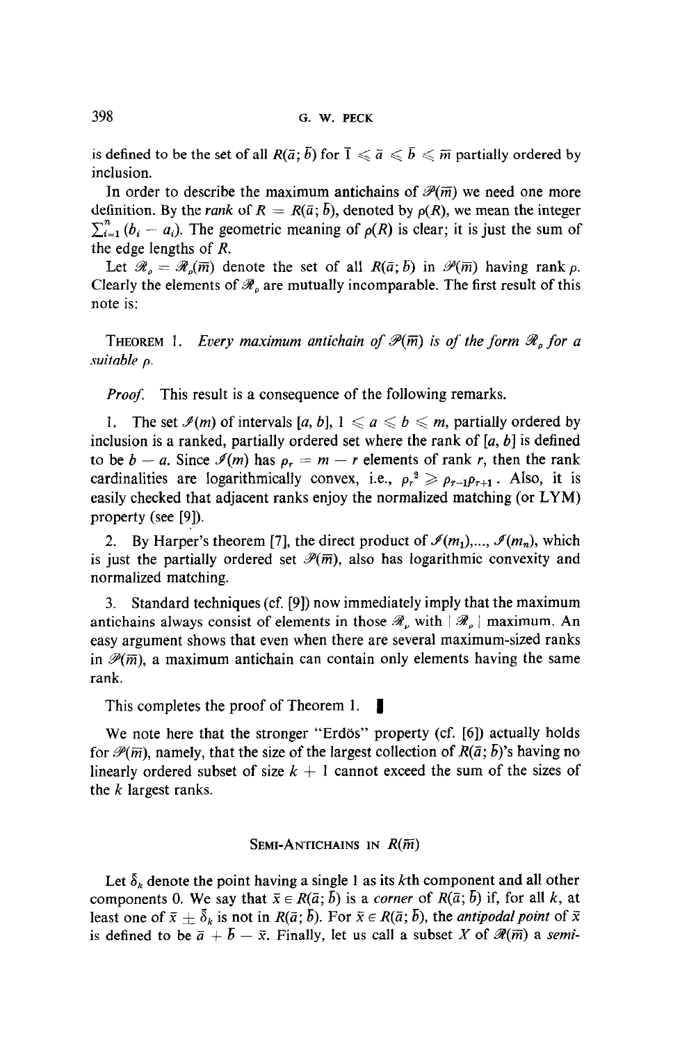is defined to be the set of all $R(\bar{a}; \bar{b})$ for $\bar{1} \leqslant \bar{a} \leqslant \bar{b} \leqslant \bar{m}$ partially ordered by inclusion.

In order to describe the maximum antichains of $\mathscr{P}(\bar{m})$ we need one more definition. By the *rank* of $R = R(\bar{a}; \bar{b})$, denoted by $\rho(R)$, we mean the integer $\sum_{i=1}^{n} (b_i - a_i)$. The geometric meaning of $\rho(R)$ is clear; it is just the sum of the edge lengths of $R$.

Let $\mathscr{R}_\rho = \mathscr{R}_\rho(\bar{m})$ denote the set of all $R(\bar{a}; \bar{b})$ in $\mathscr{P}(\bar{m})$ having rank $\rho$. Clearly the elements of $\mathscr{R}_\rho$ are mutually incomparable. The first result of this note is:

THEOREM 1. *Every maximum antichain of $\mathscr{P}(\bar{m})$ is of the form $\mathscr{R}_\rho$ for a suitable $\rho$.*

*Proof.* This result is a consequence of the following remarks.

1. The set $\mathscr{I}(m)$ of intervals $[a, b]$, $1 \leqslant a \leqslant b \leqslant m$, partially ordered by inclusion is a ranked, partially ordered set where the rank of $[a, b]$ is defined to be $b - a$. Since $\mathscr{I}(m)$ has $\rho_r = m - r$ elements of rank $r$, then the rank cardinalities are logarithmically convex, i.e., $\rho_r^2 \geqslant \rho_{r-1}\rho_{r+1}$. Also, it is easily checked that adjacent ranks enjoy the normalized matching (or LYM) property (see [9]).

2. By Harper's theorem [7], the direct product of $\mathscr{I}(m_1), \ldots, \mathscr{I}(m_n)$, which is just the partially ordered set $\mathscr{P}(\bar{m})$, also has logarithmic convexity and normalized matching.

3. Standard techniques (cf. [9]) now immediately imply that the maximum antichains always consist of elements in those $\mathscr{R}_\rho$ with $|\mathscr{R}_\rho|$ maximum. An easy argument shows that even when there are several maximum-sized ranks in $\mathscr{P}(\bar{m})$, a maximum antichain can contain only elements having the same rank.

This completes the proof of Theorem 1. ∎

We note here that the stronger "Erdös" property (cf. [6]) actually holds for $\mathscr{P}(\bar{m})$, namely, that the size of the largest collection of $R(\bar{a}; \bar{b})$'s having no linearly ordered subset of size $k + 1$ cannot exceed the sum of the sizes of the $k$ largest ranks.

## SEMI-ANTICHAINS IN $R(\bar{m})$

Let $\bar{\delta}_k$ denote the point having a single 1 as its $k$th component and all other components 0. We say that $\bar{x} \in R(\bar{a}; \bar{b})$ is a *corner* of $R(\bar{a}; \bar{b})$ if, for all $k$, at least one of $\bar{x} \pm \bar{\delta}_k$ is not in $R(\bar{a}; \bar{b})$. For $\bar{x} \in R(\bar{a}; \bar{b})$, the *antipodal point* of $\bar{x}$ is defined to be $\bar{a} + \bar{b} - \bar{x}$. Finally, let us call a subset $X$ of $\mathscr{R}(\bar{m})$ a *semi-*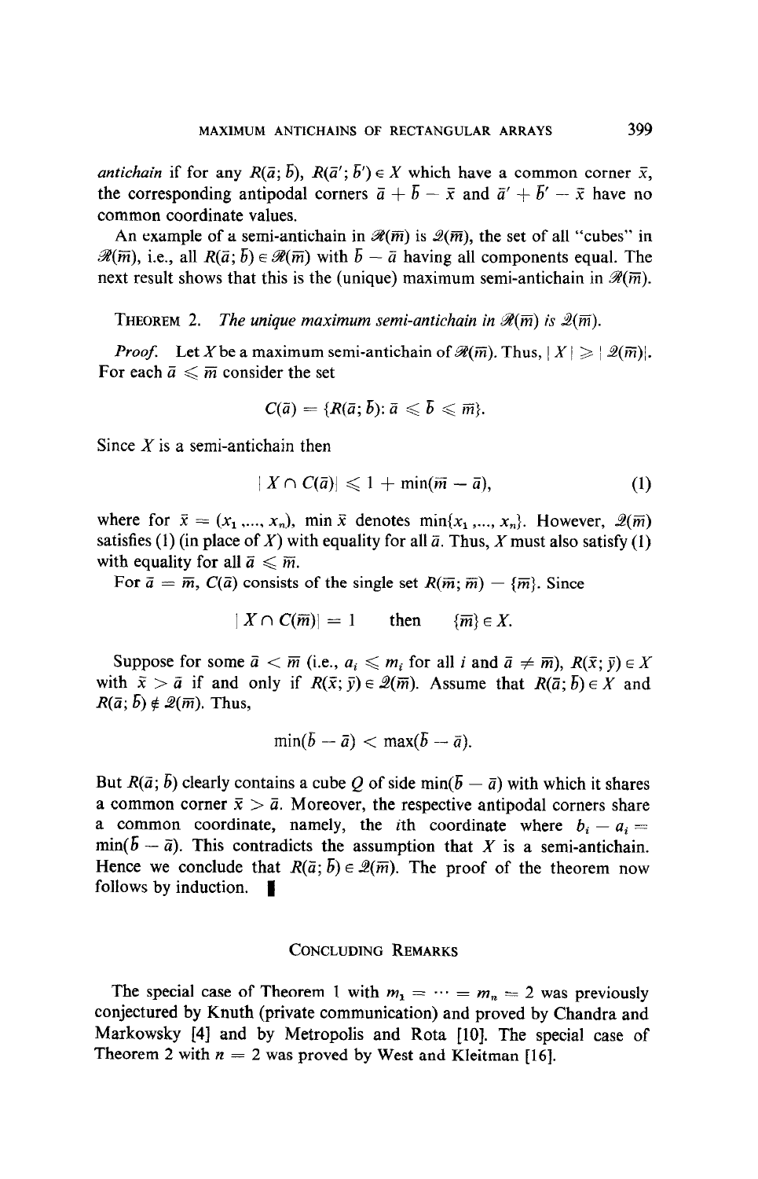*antichain* if for any $R(\bar{a}; \bar{b})$, $R(\bar{a}'; \bar{b}') \in X$ which have a common corner $\bar{x}$, the corresponding antipodal corners $\bar{a} + \bar{b} - \bar{x}$ and $\bar{a}' + \bar{b}' - \bar{x}$ have no common coordinate values.

An example of a semi-antichain in $\mathscr{R}(\bar{m})$ is $\mathscr{Q}(\bar{m})$, the set of all "cubes" in $\mathscr{R}(\bar{m})$, i.e., all $R(\bar{a}; \bar{b}) \in \mathscr{R}(\bar{m})$ with $\bar{b} - \bar{a}$ having all components equal. The next result shows that this is the (unique) maximum semi-antichain in $\mathscr{R}(\bar{m})$.

THEOREM 2. *The unique maximum semi-antichain in $\mathscr{R}(\bar{m})$ is $\mathscr{Q}(\bar{m})$.*

*Proof.* Let $X$ be a maximum semi-antichain of $\mathscr{R}(\bar{m})$. Thus, $|X| \geqslant |\mathscr{Q}(\bar{m})|$. For each $\bar{a} \leqslant \bar{m}$ consider the set

$$C(\bar{a}) = \{R(\bar{a}; \bar{b}): \bar{a} \leqslant \bar{b} \leqslant \bar{m}\}.$$

Since $X$ is a semi-antichain then

$$|X \cap C(\bar{a})| \leqslant 1 + \min(\bar{m} - \bar{a}), \tag{1}$$

where for $\bar{x} = (x_1, ..., x_n)$, $\min \bar{x}$ denotes $\min\{x_1, ..., x_n\}$. However, $\mathscr{Q}(\bar{m})$ satisfies (1) (in place of $X$) with equality for all $\bar{a}$. Thus, $X$ must also satisfy (1) with equality for all $\bar{a} \leqslant \bar{m}$.

For $\bar{a} = \bar{m}$, $C(\bar{a})$ consists of the single set $R(\bar{m}; \bar{m}) - \{\bar{m}\}$. Since

$$|X \cap C(\bar{m})| = 1 \qquad \text{then} \qquad \{\bar{m}\} \in X.$$

Suppose for some $\bar{a} < \bar{m}$ (i.e., $a_i \leqslant m_i$ for all $i$ and $\bar{a} \neq \bar{m}$), $R(\bar{x}; \bar{y}) \in X$ with $\bar{x} > \bar{a}$ if and only if $R(\bar{x}; \bar{y}) \in \mathscr{Q}(\bar{m})$. Assume that $R(\bar{a}; \bar{b}) \in X$ and $R(\bar{a}; \bar{b}) \notin \mathscr{Q}(\bar{m})$. Thus,

$$\min(\bar{b} - \bar{a}) < \max(\bar{b} - \bar{a}).$$

But $R(\bar{a}; \bar{b})$ clearly contains a cube $Q$ of side $\min(\bar{b} - \bar{a})$ with which it shares a common corner $\bar{x} > \bar{a}$. Moreover, the respective antipodal corners share a common coordinate, namely, the $i$th coordinate where $b_i - a_i = \min(\bar{b} - \bar{a})$. This contradicts the assumption that $X$ is a semi-antichain. Hence we conclude that $R(\bar{a}; \bar{b}) \in \mathscr{Q}(\bar{m})$. The proof of the theorem now follows by induction. ∎

## CONCLUDING REMARKS

The special case of Theorem 1 with $m_1 = \cdots = m_n = 2$ was previously conjectured by Knuth (private communication) and proved by Chandra and Markowsky [4] and by Metropolis and Rota [10]. The special case of Theorem 2 with $n = 2$ was proved by West and Kleitman [16].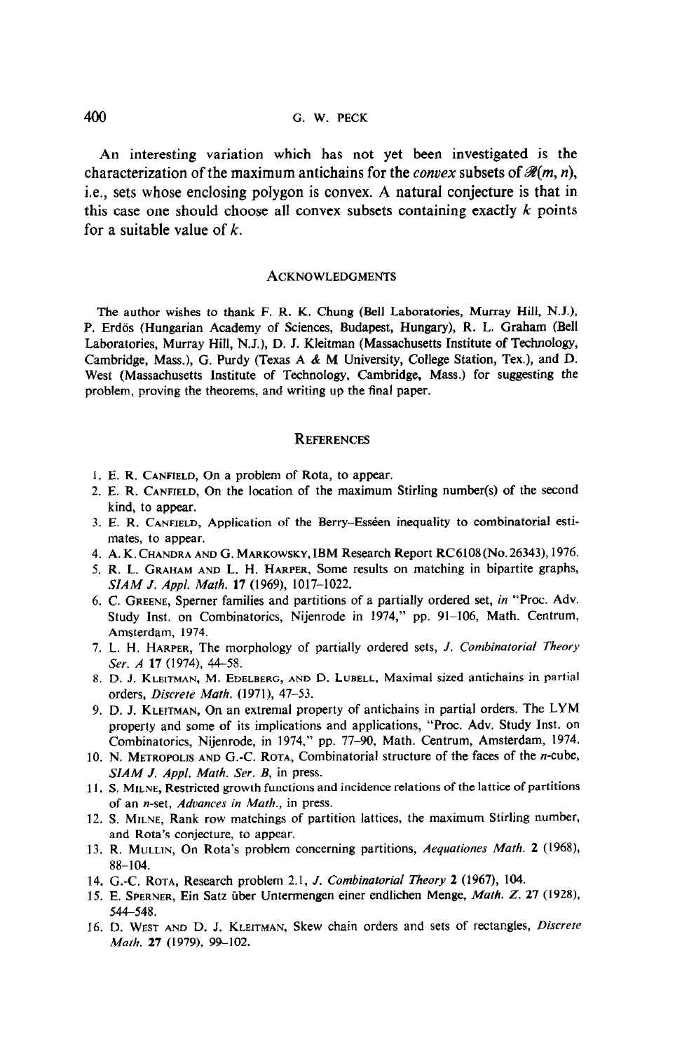An interesting variation which has not yet been investigated is the characterization of the maximum antichains for the *convex* subsets of $\mathscr{R}(m, n)$, i.e., sets whose enclosing polygon is convex. A natural conjecture is that in this case one should choose all convex subsets containing exactly $k$ points for a suitable value of $k$.

## Acknowledgments

The author wishes to thank F. R. K. Chung (Bell Laboratories, Murray Hill, N.J.), P. Erdös (Hungarian Academy of Sciences, Budapest, Hungary), R. L. Graham (Bell Laboratories, Murray Hill, N.J.), D. J. Kleitman (Massachusetts Institute of Technology, Cambridge, Mass.), G. Purdy (Texas A & M University, College Station, Tex.), and D. West (Massachusetts Institute of Technology, Cambridge, Mass.) for suggesting the problem, proving the theorems, and writing up the final paper.

## References

1. E. R. Canfield, On a problem of Rota, to appear.
2. E. R. Canfield, On the location of the maximum Stirling number(s) of the second kind, to appear.
3. E. R. Canfield, Application of the Berry–Esséen inequality to combinatorial estimates, to appear.
4. A. K. Chandra and G. Markowsky, IBM Research Report RC6108 (No. 26343), 1976.
5. R. L. Graham and L. H. Harper, Some results on matching in bipartite graphs, *SIAM J. Appl. Math.* **17** (1969), 1017–1022.
6. C. Greene, Sperner families and partitions of a partially ordered set, *in* "Proc. Adv. Study Inst. on Combinatorics, Nijenrode in 1974," pp. 91–106, Math. Centrum, Amsterdam, 1974.
7. L. H. Harper, The morphology of partially ordered sets, *J. Combinatorial Theory Ser. A* **17** (1974), 44–58.
8. D. J. Kleitman, M. Edelberg, and D. Lubell, Maximal sized antichains in partial orders, *Discrete Math.* (1971), 47–53.
9. D. J. Kleitman, On an extremal property of antichains in partial orders. The LYM property and some of its implications and applications, "Proc. Adv. Study Inst. on Combinatorics, Nijenrode, in 1974," pp. 77–90, Math. Centrum, Amsterdam, 1974.
10. N. Metropolis and G.-C. Rota, Combinatorial structure of the faces of the $n$-cube, *SIAM J. Appl. Math. Ser. B*, in press.
11. S. Milne, Restricted growth functions and incidence relations of the lattice of partitions of an $n$-set, *Advances in Math.*, in press.
12. S. Milne, Rank row matchings of partition lattices, the maximum Stirling number, and Rota's conjecture, to appear.
13. R. Mullin, On Rota's problem concerning partitions, *Aequationes Math.* **2** (1968), 88–104.
14. G.-C. Rota, Research problem 2.1, *J. Combinatorial Theory* **2** (1967), 104.
15. E. Sperner, Ein Satz über Untermengen einer endlichen Menge, *Math. Z.* **27** (1928), 544–548.
16. D. West and D. J. Kleitman, Skew chain orders and sets of rectangles, *Discrete Math.* **27** (1979), 99–102.